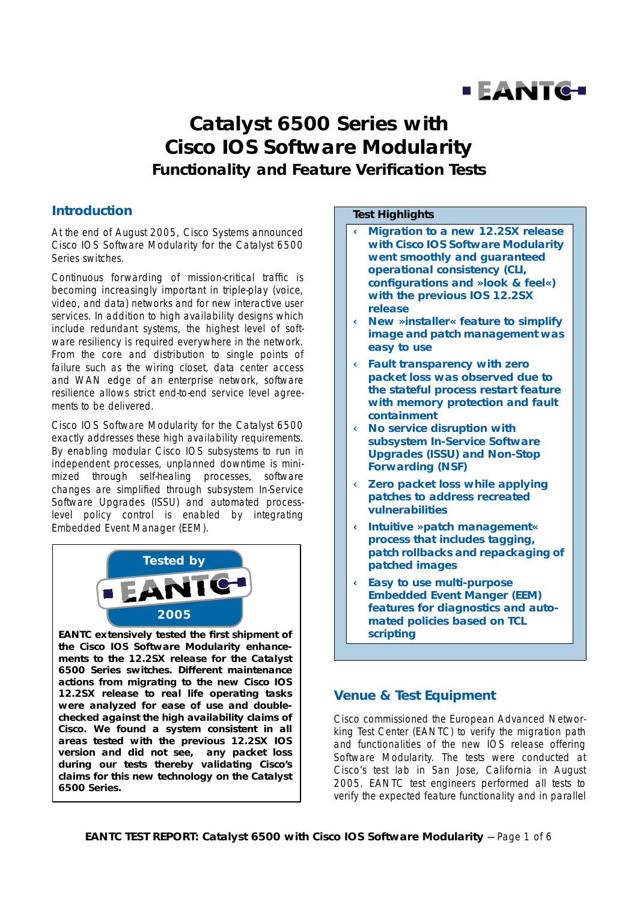# Catalyst 6500 Series with Cisco IOS Software Modularity

## Functionality and Feature Verification Tests

## Introduction

At the end of August 2005, Cisco Systems announced Cisco IOS Software Modularity for the Catalyst 6500 Series switches.

Continuous forwarding of mission-critical traffic is becoming increasingly important in triple-play (voice, video, and data) networks and for new interactive user services. In addition to high availability designs which include redundant systems, the highest level of software resiliency is required everywhere in the network. From the core and distribution to single points of failure such as the wiring closet, data center access and WAN edge of an enterprise network, software resilience allows strict end-to-end service level agreements to be delivered.

Cisco IOS Software Modularity for the Catalyst 6500 exactly addresses these high availability requirements. By enabling modular Cisco IOS subsystems to run in independent processes, unplanned downtime is minimized through self-healing processes, software changes are simplified through subsystem In-Service Software Upgrades (ISSU) and automated process-level policy control is enabled by integrating Embedded Event Manager (EEM).

Tested by EANTC 2005

**EANTC extensively tested the first shipment of the Cisco IOS Software Modularity enhancements to the 12.2SX release for the Catalyst 6500 Series switches. Different maintenance actions from migrating to the new Cisco IOS 12.2SX release to real life operating tasks were analyzed for ease of use and double-checked against the high availability claims of Cisco. We found a system consistent in all areas tested with the previous 12.2SX IOS version and did not see, any packet loss during our tests thereby validating Cisco's claims for this new technology on the Catalyst 6500 Series.**

### Test Highlights

- **Migration to a new 12.2SX release with Cisco IOS Software Modularity went smoothly and guaranteed operational consistency (CLI, configurations and »look & feel«) with the previous IOS 12.2SX release**
- **New »installer« feature to simplify image and patch management was easy to use**
- **Fault transparency with zero packet loss was observed due to the stateful process restart feature with memory protection and fault containment**
- **No service disruption with subsystem In-Service Software Upgrades (ISSU) and Non-Stop Forwarding (NSF)**
- **Zero packet loss while applying patches to address recreated vulnerabilities**
- **Intuitive »patch management« process that includes tagging, patch rollbacks and repackaging of patched images**
- **Easy to use multi-purpose Embedded Event Manger (EEM) features for diagnostics and automated policies based on TCL scripting**

## Venue & Test Equipment

Cisco commissioned the European Advanced Networking Test Center (EANTC) to verify the migration path and functionalities of the new IOS release offering Software Modularity. The tests were conducted at Cisco's test lab in San Jose, California in August 2005. EANTC test engineers performed all tests to verify the expected feature functionality and in parallel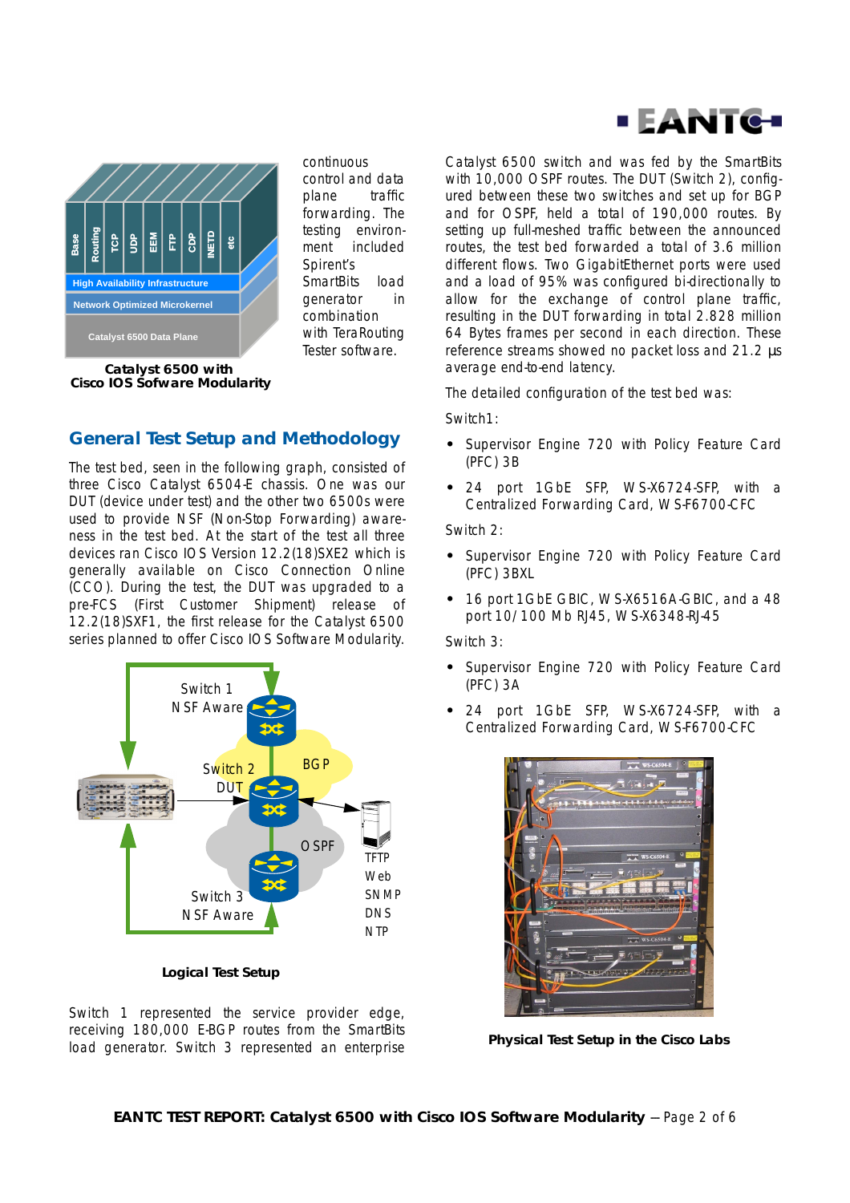Catalyst 6500 with Cisco IOS Sofware Modularity

continuous control and data plane traffic forwarding. The testing environment included Spirent's SmartBits load generator in combination with TeraRouting Tester software.

## General Test Setup and Methodology

The test bed, seen in the following graph, consisted of three Cisco Catalyst 6504-E chassis. One was our DUT (device under test) and the other two 6500s were used to provide NSF (Non-Stop Forwarding) awareness in the test bed. At the start of the test all three devices ran Cisco IOS Version 12.2(18)SXE2 which is generally available on Cisco Connection Online (CCO). During the test, the DUT was upgraded to a pre-FCS (First Customer Shipment) release of 12.2(18)SXF1, the first release for the Catalyst 6500 series planned to offer Cisco IOS Software Modularity.

Logical Test Setup

Switch 1 represented the service provider edge, receiving 180,000 E-BGP routes from the SmartBits load generator. Switch 3 represented an enterprise Catalyst 6500 switch and was fed by the SmartBits with 10,000 OSPF routes. The DUT (Switch 2), configured between these two switches and set up for BGP and for OSPF, held a total of 190,000 routes. By setting up full-meshed traffic between the announced routes, the test bed forwarded a total of 3.6 million different flows. Two GigabitEthernet ports were used and a load of 95% was configured bi-directionally to allow for the exchange of control plane traffic, resulting in the DUT forwarding in total 2.828 million 64 Bytes frames per second in each direction. These reference streams showed no packet loss and 21.2 µs average end-to-end latency.

The detailed configuration of the test bed was:

Switch1:

- Supervisor Engine 720 with Policy Feature Card (PFC) 3B
- 24 port 1GbE SFP, WS-X6724-SFP, with a Centralized Forwarding Card, WS-F6700-CFC

Switch 2:

- Supervisor Engine 720 with Policy Feature Card (PFC) 3BXL
- 16 port 1GbE GBIC, WS-X6516A-GBIC, and a 48 port 10/100 Mb RJ45, WS-X6348-RJ-45

Switch 3:

- Supervisor Engine 720 with Policy Feature Card (PFC) 3A
- 24 port 1GbE SFP, WS-X6724-SFP, with a Centralized Forwarding Card, WS-F6700-CFC

Physical Test Setup in the Cisco Labs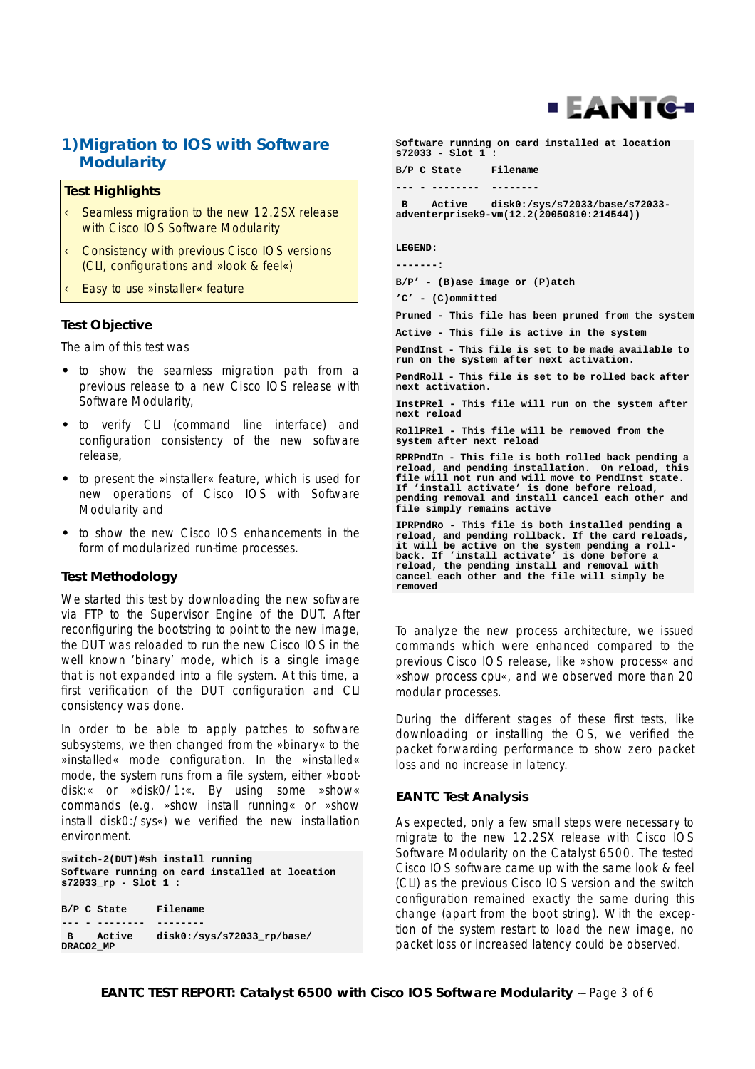## 1) Migration to IOS with Software Modularity

**Test Highlights**

- Seamless migration to the new 12.2SX release with Cisco IOS Software Modularity
- Consistency with previous Cisco IOS versions (CLI, configurations and »look & feel«)
- Easy to use »installer« feature

### Test Objective

The aim of this test was

- to show the seamless migration path from a previous release to a new Cisco IOS release with Software Modularity,
- to verify CLI (command line interface) and configuration consistency of the new software release,
- to present the »installer« feature, which is used for new operations of Cisco IOS with Software Modularity and
- to show the new Cisco IOS enhancements in the form of modularized run-time processes.

### Test Methodology

We started this test by downloading the new software via FTP to the Supervisor Engine of the DUT. After reconfiguring the bootstring to point to the new image, the DUT was reloaded to run the new Cisco IOS in the well known 'binary' mode, which is a single image that is not expanded into a file system. At this time, a first verification of the DUT configuration and CLI consistency was done.

In order to be able to apply patches to software subsystems, we then changed from the »binary« to the »installed« mode configuration. In the »installed« mode, the system runs from a file system, either »bootdisk:« or »disk0/1:«. By using some »show« commands (e.g. »show install running« or »show install disk0:/sys«) we verified the new installation environment.

```
switch-2(DUT)#sh install running
Software running on card installed at location
s72033_rp - Slot 1 :

B/P C State     Filename
--- - --------  --------
 B    Active    disk0:/sys/s72033_rp/base/
DRACO2_MP

Software running on card installed at location
s72033 - Slot 1 :

B/P C State     Filename
--- - --------  --------
 B    Active    disk0:/sys/s72033/base/s72033-
adventerprisek9-vm(12.2(20050810:214544))

LEGEND:
-------:
B/P' - (B)ase image or (P)atch
'C' - (C)ommitted
Pruned - This file has been pruned from the system
Active - This file is active in the system
PendInst - This file is set to be made available to
run on the system after next activation.
PendRoll - This file is set to be rolled back after
next activation.
InstPRel - This file will run on the system after
next reload
RollPRel - This file will be removed from the
system after next reload
RPRPndIn - This file is both rolled back pending a
reload, and pending installation. On reload, this
file will not run and will move to PendInst state.
If 'install activate' is done before reload,
pending removal and install cancel each other and
file simply remains active
IPRPndRo - This file is both installed pending a
reload, and pending rollback. If the card reloads,
it will be active on the system pending a roll-
back. If 'install activate' is done before a
reload, the pending install and removal with
cancel each other and the file will simply be
removed
```

To analyze the new process architecture, we issued commands which were enhanced compared to the previous Cisco IOS release, like »show process« and »show process cpu«, and we observed more than 20 modular processes.

During the different stages of these first tests, like downloading or installing the OS, we verified the packet forwarding performance to show zero packet loss and no increase in latency.

### EANTC Test Analysis

As expected, only a few small steps were necessary to migrate to the new 12.2SX release with Cisco IOS Software Modularity on the Catalyst 6500. The tested Cisco IOS software came up with the same look & feel (CLI) as the previous Cisco IOS version and the switch configuration remained exactly the same during this change (apart from the boot string). With the exception of the system restart to load the new image, no packet loss or increased latency could be observed.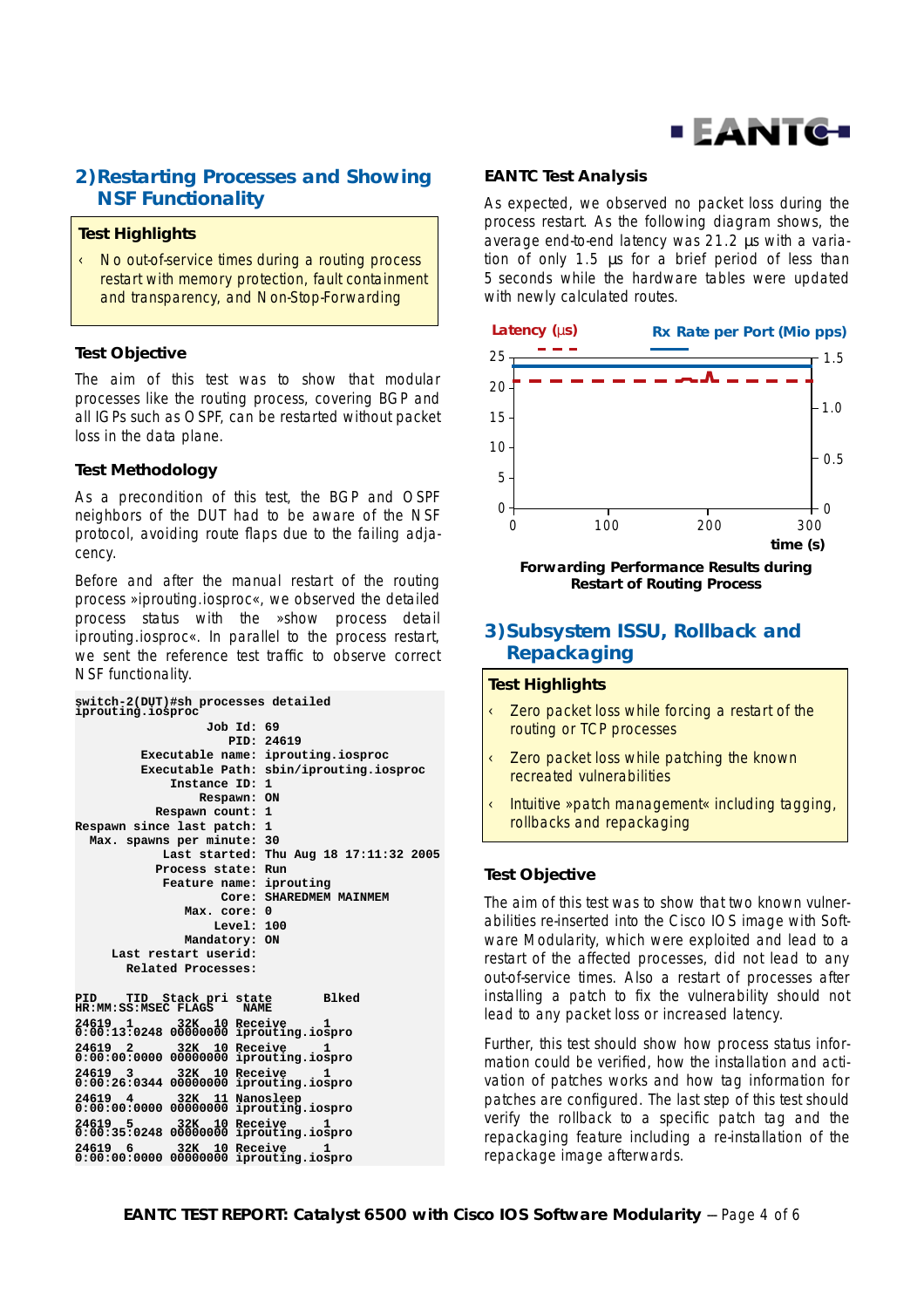## 2) Restarting Processes and Showing NSF Functionality

**Test Highlights**

- No out-of-service times during a routing process restart with memory protection, fault containment and transparency, and Non-Stop-Forwarding

### Test Objective

The aim of this test was to show that modular processes like the routing process, covering BGP and all IGPs such as OSPF, can be restarted without packet loss in the data plane.

### Test Methodology

As a precondition of this test, the BGP and OSPF neighbors of the DUT had to be aware of the NSF protocol, avoiding route flaps due to the failing adjacency.

Before and after the manual restart of the routing process »iprouting.iosproc«, we observed the detailed process status with the »show process detail iprouting.iosproc«. In parallel to the process restart, we sent the reference test traffic to observe correct NSF functionality.

```
switch-2(DUT)#sh processes detailed
iprouting.iosproc
                    Job Id: 69
                       PID: 24619
         Executable name: iprouting.iosproc
         Executable Path: sbin/iprouting.iosproc
             Instance ID: 1
                 Respawn: ON
           Respawn count: 1
Respawn since last patch: 1
  Max. spawns per minute: 30
            Last started: Thu Aug 18 17:11:32 2005
           Process state: Run
            Feature name: iprouting
                    Core: SHAREDMEM MAINMEM
               Max. core: 0
                   Level: 100
               Mandatory: ON
     Last restart userid:
       Related Processes:

PID    TID  Stack pri state       Blked
HR:MM:SS:MSEC FLAGS    NAME
24619  1      32K  10 Receive      1
0:00:13:0248 00000000 iprouting.iospro
24619  2      32K  10 Receive      1
0:00:00:0000 00000000 iprouting.iospro
24619  3      32K  10 Receive      1
0:00:26:0344 00000000 iprouting.iospro
24619  4      32K  11 Nanosleep    1
0:00:00:0000 00000000 iprouting.iospro
24619  5      32K  10 Receive      1
0:00:35:0248 00000000 iprouting.iospro
24619  6      32K  10 Receive      1
0:00:00:0000 00000000 iprouting.iospro
```

### EANTC Test Analysis

As expected, we observed no packet loss during the process restart. As the following diagram shows, the average end-to-end latency was 21.2 µs with a variation of only 1.5 µs for a brief period of less than 5 seconds while the hardware tables were updated with newly calculated routes.

**Forwarding Performance Results during Restart of Routing Process**

## 3) Subsystem ISSU, Rollback and Repackaging

**Test Highlights**

- Zero packet loss while forcing a restart of the routing or TCP processes
- Zero packet loss while patching the known recreated vulnerabilities
- Intuitive »patch management« including tagging, rollbacks and repackaging

### Test Objective

The aim of this test was to show that two known vulnerabilities re-inserted into the Cisco IOS image with Software Modularity, which were exploited and lead to a restart of the affected processes, did not lead to any out-of-service times. Also a restart of processes after installing a patch to fix the vulnerability should not lead to any packet loss or increased latency.

Further, this test should show how process status information could be verified, how the installation and activation of patches works and how tag information for patches are configured. The last step of this test should verify the rollback to a specific patch tag and the repackaging feature including a re-installation of the repackage image afterwards.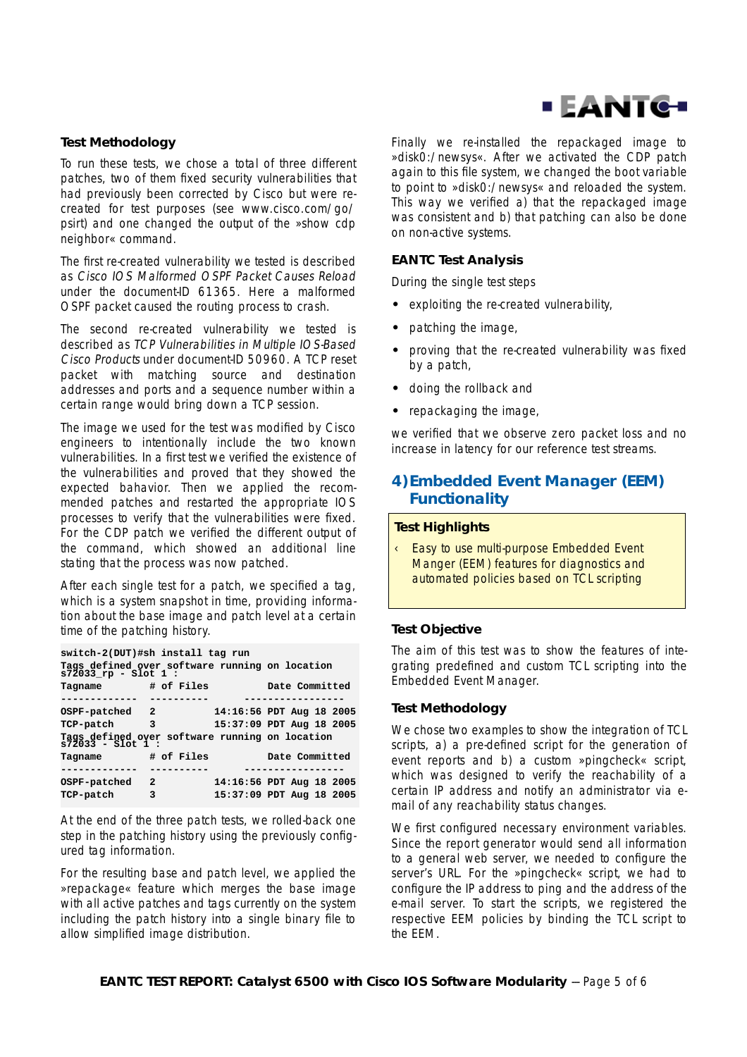### Test Methodology

To run these tests, we chose a total of three different patches, two of them fixed security vulnerabilities that had previously been corrected by Cisco but were re-created for test purposes (see www.cisco.com/go/psirt) and one changed the output of the »show cdp neighbor« command.

The first re-created vulnerability we tested is described as *Cisco IOS Malformed OSPF Packet Causes Reload* under the document-ID 61365. Here a malformed OSPF packet caused the routing process to crash.

The second re-created vulnerability we tested is described as *TCP Vulnerabilities in Multiple IOS-Based Cisco Products* under document-ID 50960. A TCP reset packet with matching source and destination addresses and ports and a sequence number within a certain range would bring down a TCP session.

The image we used for the test was modified by Cisco engineers to intentionally include the two known vulnerabilities. In a first test we verified the existence of the vulnerabilities and proved that they showed the expected bahavior. Then we applied the recommended patches and restarted the appropriate IOS processes to verify that the vulnerabilities were fixed. For the CDP patch we verified the different output of the command, which showed an additional line stating that the process was now patched.

After each single test for a patch, we specified a tag, which is a system snapshot in time, providing information about the base image and patch level at a certain time of the patching history.

```
switch-2(DUT)#sh install tag run
Tags defined over software running on location
s72033_rp - Slot 1 :
Tagname          # of Files         Date Committed
-------------   ----------       -----------------
OSPF-patched     2          14:16:56 PDT Aug 18 2005
TCP-patch        3          15:37:09 PDT Aug 18 2005
Tags defined over software running on location
s72033 - Slot 1 :
Tagname          # of Files         Date Committed
-------------   ----------       -----------------
OSPF-patched     2          14:16:56 PDT Aug 18 2005
TCP-patch        3          15:37:09 PDT Aug 18 2005
```

At the end of the three patch tests, we rolled-back one step in the patching history using the previously configured tag information.

For the resulting base and patch level, we applied the »repackage« feature which merges the base image with all active patches and tags currently on the system including the patch history into a single binary file to allow simplified image distribution.

Finally we re-installed the repackaged image to »disk0:/newsys«. After we activated the CDP patch again to this file system, we changed the boot variable to point to »disk0:/newsys« and reloaded the system. This way we verified a) that the repackaged image was consistent and b) that patching can also be done on non-active systems.

### EANTC Test Analysis

During the single test steps

- exploiting the re-created vulnerability,
- patching the image,
- proving that the re-created vulnerability was fixed by a patch,
- doing the rollback and
- repackaging the image,

we verified that we observe zero packet loss and no increase in latency for our reference test streams.

## 4) Embedded Event Manager (EEM) Functionality

**Test Highlights**

- Easy to use multi-purpose Embedded Event Manger (EEM) features for diagnostics and automated policies based on TCL scripting

### Test Objective

The aim of this test was to show the features of integrating predefined and custom TCL scripting into the Embedded Event Manager.

### Test Methodology

We chose two examples to show the integration of TCL scripts, a) a pre-defined script for the generation of event reports and b) a custom »pingcheck« script, which was designed to verify the reachability of a certain IP address and notify an administrator via e-mail of any reachability status changes.

We first configured necessary environment variables. Since the report generator would send all information to a general web server, we needed to configure the server's URL. For the »pingcheck« script, we had to configure the IP address to ping and the address of the e-mail server. To start the scripts, we registered the respective EEM policies by binding the TCL script to the EEM.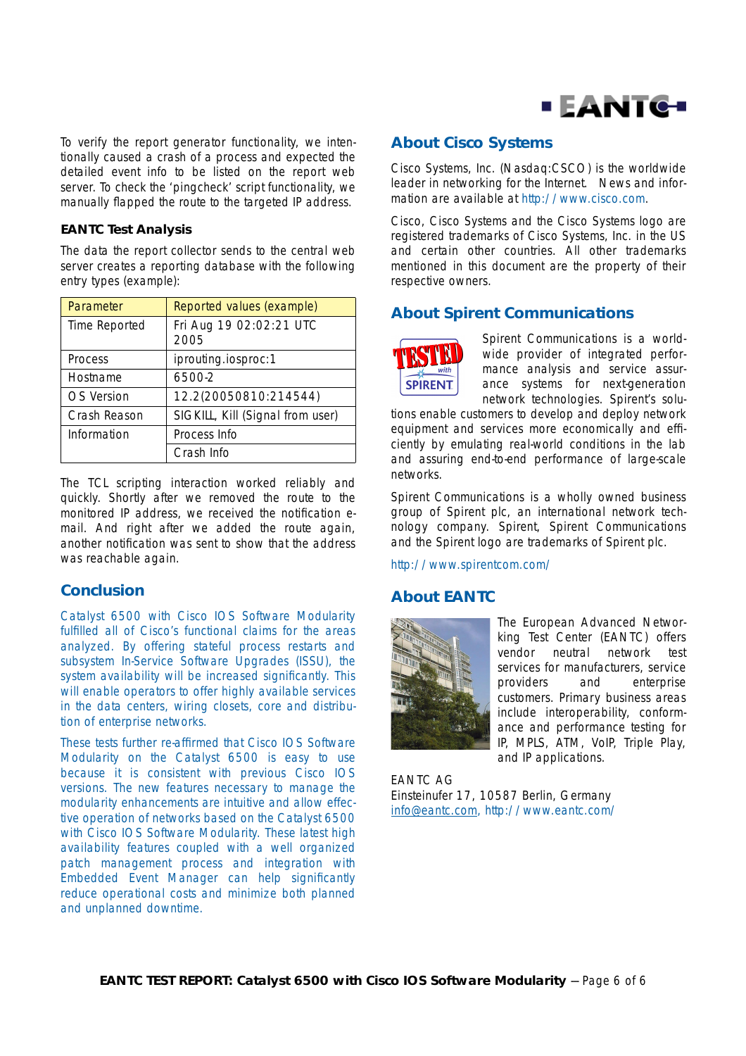To verify the report generator functionality, we intentionally caused a crash of a process and expected the detailed event info to be listed on the report web server. To check the 'pingcheck' script functionality, we manually flapped the route to the targeted IP address.

### EANTC Test Analysis

The data the report collector sends to the central web server creates a reporting database with the following entry types (example):

| Parameter | Reported values (example) |
|---|---|
| Time Reported | Fri Aug 19 02:02:21 UTC 2005 |
| Process | iprouting.iosproc:1 |
| Hostname | 6500-2 |
| OS Version | 12.2(20050810:214544) |
| Crash Reason | SIGKILL, Kill (Signal from user) |
| Information | Process Info |
| | Crash Info |

The TCL scripting interaction worked reliably and quickly. Shortly after we removed the route to the monitored IP address, we received the notification e-mail. And right after we added the route again, another notification was sent to show that the address was reachable again.

## Conclusion

Catalyst 6500 with Cisco IOS Software Modularity fulfilled all of Cisco's functional claims for the areas analyzed. By offering stateful process restarts and subsystem In-Service Software Upgrades (ISSU), the system availability will be increased significantly. This will enable operators to offer highly available services in the data centers, wiring closets, core and distribution of enterprise networks.

These tests further re-affirmed that Cisco IOS Software Modularity on the Catalyst 6500 is easy to use because it is consistent with previous Cisco IOS versions. The new features necessary to manage the modularity enhancements are intuitive and allow effective operation of networks based on the Catalyst 6500 with Cisco IOS Software Modularity. These latest high availability features coupled with a well organized patch management process and integration with Embedded Event Manager can help significantly reduce operational costs and minimize both planned and unplanned downtime.

## About Cisco Systems

Cisco Systems, Inc. (Nasdaq:CSCO) is the worldwide leader in networking for the Internet. News and information are available at http://www.cisco.com.

Cisco, Cisco Systems and the Cisco Systems logo are registered trademarks of Cisco Systems, Inc. in the US and certain other countries. All other trademarks mentioned in this document are the property of their respective owners.

## About Spirent Communications

Spirent Communications is a worldwide provider of integrated performance analysis and service assurance systems for next-generation network technologies. Spirent's solutions enable customers to develop and deploy network equipment and services more economically and efficiently by emulating real-world conditions in the lab and assuring end-to-end performance of large-scale networks.

Spirent Communications is a wholly owned business group of Spirent plc, an international network technology company. Spirent, Spirent Communications and the Spirent logo are trademarks of Spirent plc.

http://www.spirentcom.com/

## About EANTC

The European Advanced Networking Test Center (EANTC) offers vendor neutral network test services for manufacturers, service providers and enterprise customers. Primary business areas include interoperability, conformance and performance testing for IP, MPLS, ATM, VoIP, Triple Play, and IP applications.

EANTC AG
Einsteinufer 17, 10587 Berlin, Germany
info@eantc.com, http://www.eantc.com/